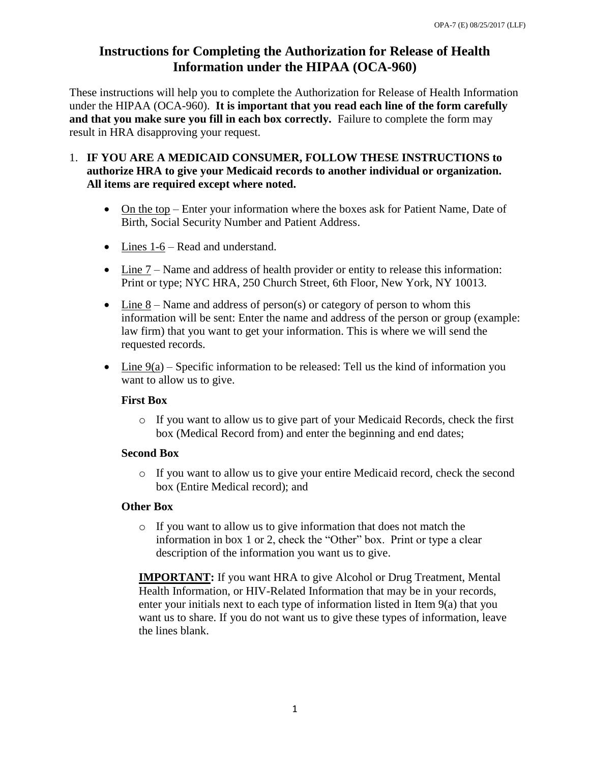# Instructions for Completing the Authorization for Release of Health Information under the HIPAA (OCA-960)

These instructions will help you to complete the Authorization for Release of Health Information under the HIPAA (OCA-960). **It is important that you read each line of the form carefully and that you make sure you fill in each box correctly.** Failure to complete the form may result in HRA disapproving your request.

1. **IF YOU ARE A MEDICAID CONSUMER, FOLLOW THESE INSTRUCTIONS to authorize HRA to give your Medicaid records to another individual or organization. All items are required except where noted.**

   - <u>On the top</u> – Enter your information where the boxes ask for Patient Name, Date of Birth, Social Security Number and Patient Address.
   - <u>Lines 1-6</u> – Read and understand.
   - <u>Line 7</u> – Name and address of health provider or entity to release this information: Print or type; NYC HRA, 250 Church Street, 6th Floor, New York, NY 10013.
   - <u>Line 8</u> – Name and address of person(s) or category of person to whom this information will be sent: Enter the name and address of the person or group (example: law firm) that you want to get your information. This is where we will send the requested records.
   - <u>Line 9(a)</u> – Specific information to be released: Tell us the kind of information you want to allow us to give.

     **First Box**

     - If you want to allow us to give part of your Medicaid Records, check the first box (Medical Record from) and enter the beginning and end dates;

     **Second Box**

     - If you want to allow us to give your entire Medicaid record, check the second box (Entire Medical record); and

     **Other Box**

     - If you want to allow us to give information that does not match the information in box 1 or 2, check the "Other" box. Print or type a clear description of the information you want us to give.

     **<u>IMPORTANT</u>:** If you want HRA to give Alcohol or Drug Treatment, Mental Health Information, or HIV-Related Information that may be in your records, enter your initials next to each type of information listed in Item 9(a) that you want us to share. If you do not want us to give these types of information, leave the lines blank.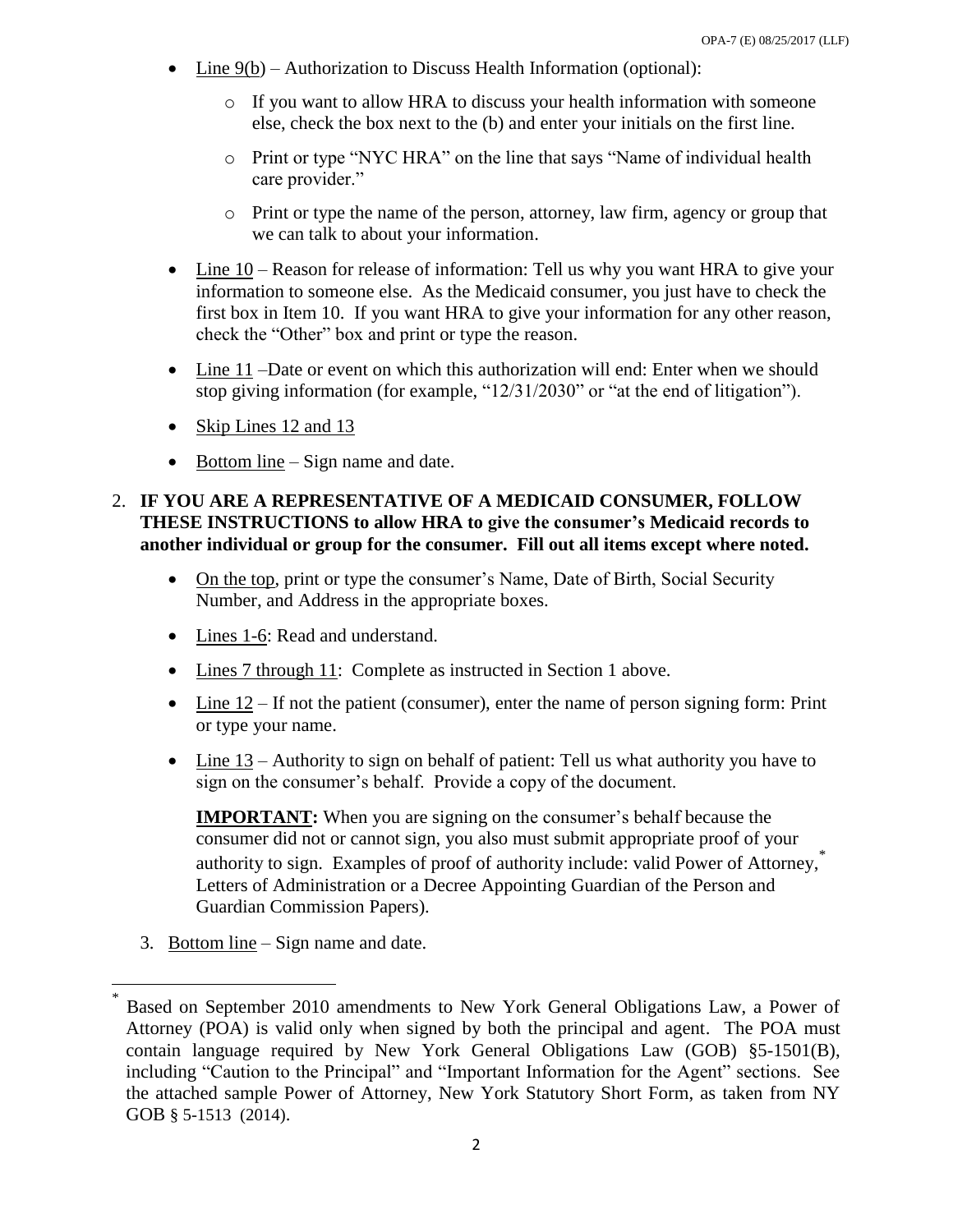- Line 9(b) – Authorization to Discuss Health Information (optional):
  - If you want to allow HRA to discuss your health information with someone else, check the box next to the (b) and enter your initials on the first line.
  - Print or type "NYC HRA" on the line that says "Name of individual health care provider."
  - Print or type the name of the person, attorney, law firm, agency or group that we can talk to about your information.
- Line 10 – Reason for release of information: Tell us why you want HRA to give your information to someone else. As the Medicaid consumer, you just have to check the first box in Item 10. If you want HRA to give your information for any other reason, check the "Other" box and print or type the reason.
- Line 11 –Date or event on which this authorization will end: Enter when we should stop giving information (for example, "12/31/2030" or "at the end of litigation").
- Skip Lines 12 and 13
- Bottom line – Sign name and date.

2. **IF YOU ARE A REPRESENTATIVE OF A MEDICAID CONSUMER, FOLLOW THESE INSTRUCTIONS to allow HRA to give the consumer's Medicaid records to another individual or group for the consumer. Fill out all items except where noted.**
   - On the top, print or type the consumer's Name, Date of Birth, Social Security Number, and Address in the appropriate boxes.
   - Lines 1-6: Read and understand.
   - Lines 7 through 11: Complete as instructed in Section 1 above.
   - Line 12 – If not the patient (consumer), enter the name of person signing form: Print or type your name.
   - Line 13 – Authority to sign on behalf of patient: Tell us what authority you have to sign on the consumer's behalf. Provide a copy of the document.

     **IMPORTANT:** When you are signing on the consumer's behalf because the consumer did not or cannot sign, you also must submit appropriate proof of your authority to sign. Examples of proof of authority include: valid Power of Attorney,[*] Letters of Administration or a Decree Appointing Guardian of the Person and Guardian Commission Papers).

3. Bottom line – Sign name and date.

---

[*] Based on September 2010 amendments to New York General Obligations Law, a Power of Attorney (POA) is valid only when signed by both the principal and agent. The POA must contain language required by New York General Obligations Law (GOB) §5-1501(B), including "Caution to the Principal" and "Important Information for the Agent" sections. See the attached sample Power of Attorney, New York Statutory Short Form, as taken from NY GOB § 5-1513 (2014).